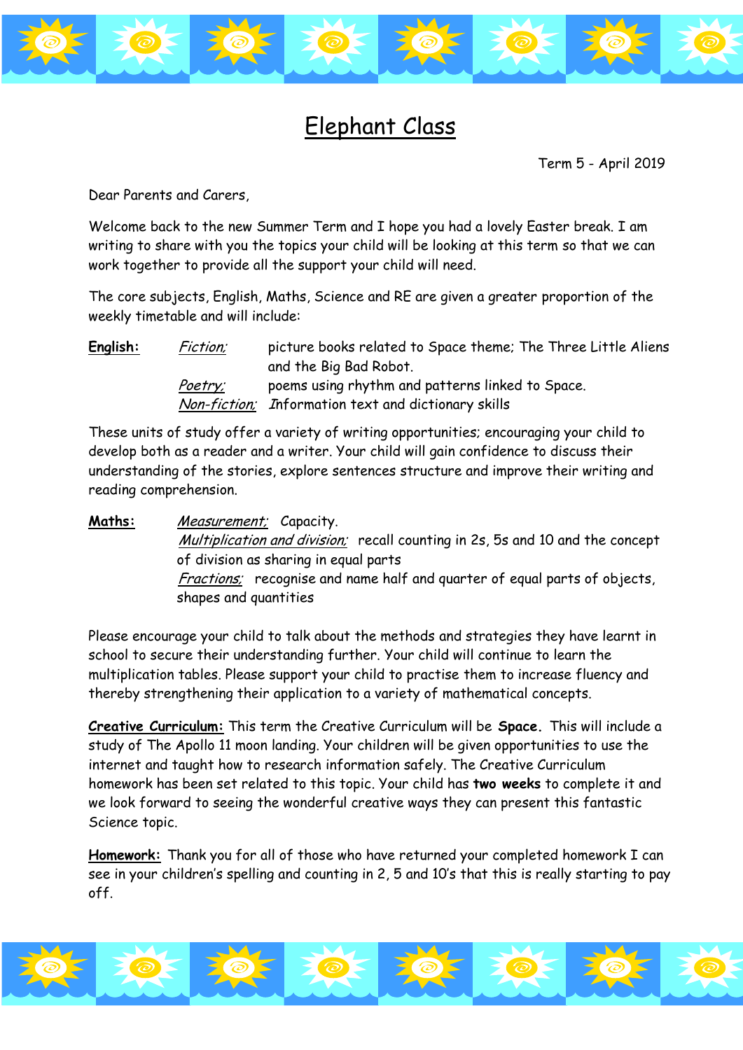# Elephant Class

Term 5 - April 2019

Dear Parents and Carers,

Welcome back to the new Summer Term and I hope you had a lovely Easter break. I am writing to share with you the topics your child will be looking at this term so that we can work together to provide all the support your child will need.

The core subjects, English, Maths, Science and RE are given a greater proportion of the weekly timetable and will include:

**English:** *Fiction;* picture books related to Space theme; The Three Little Aliens and the Big Bad Robot.
*Poetry;* poems using rhythm and patterns linked to Space.
*Non-fiction;* Information text and dictionary skills

These units of study offer a variety of writing opportunities; encouraging your child to develop both as a reader and a writer. Your child will gain confidence to discuss their understanding of the stories, explore sentences structure and improve their writing and reading comprehension.

**Maths:** *Measurement;* Capacity.
*Multiplication and division;* recall counting in 2s, 5s and 10 and the concept of division as sharing in equal parts
*Fractions;* recognise and name half and quarter of equal parts of objects, shapes and quantities

Please encourage your child to talk about the methods and strategies they have learnt in school to secure their understanding further. Your child will continue to learn the multiplication tables. Please support your child to practise them to increase fluency and thereby strengthening their application to a variety of mathematical concepts.

**Creative Curriculum:** This term the Creative Curriculum will be **Space.** This will include a study of The Apollo 11 moon landing. Your children will be given opportunities to use the internet and taught how to research information safely. The Creative Curriculum homework has been set related to this topic. Your child has **two weeks** to complete it and we look forward to seeing the wonderful creative ways they can present this fantastic Science topic.

**Homework:** Thank you for all of those who have returned your completed homework I can see in your children's spelling and counting in 2, 5 and 10's that this is really starting to pay off.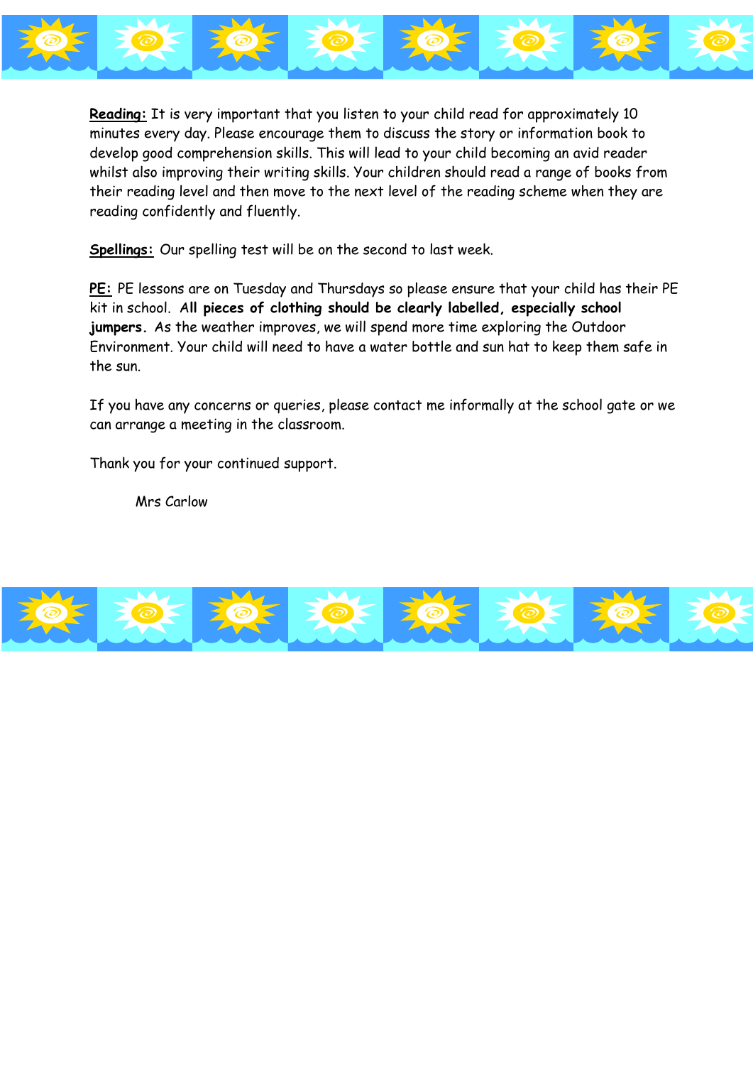**Reading:** It is very important that you listen to your child read for approximately 10 minutes every day. Please encourage them to discuss the story or information book to develop good comprehension skills. This will lead to your child becoming an avid reader whilst also improving their writing skills. Your children should read a range of books from their reading level and then move to the next level of the reading scheme when they are reading confidently and fluently.

**Spellings:** Our spelling test will be on the second to last week.

**PE:** PE lessons are on Tuesday and Thursdays so please ensure that your child has their PE kit in school. **All pieces of clothing should be clearly labelled, especially school jumpers.** As the weather improves, we will spend more time exploring the Outdoor Environment. Your child will need to have a water bottle and sun hat to keep them safe in the sun.

If you have any concerns or queries, please contact me informally at the school gate or we can arrange a meeting in the classroom.

Thank you for your continued support.

Mrs Carlow